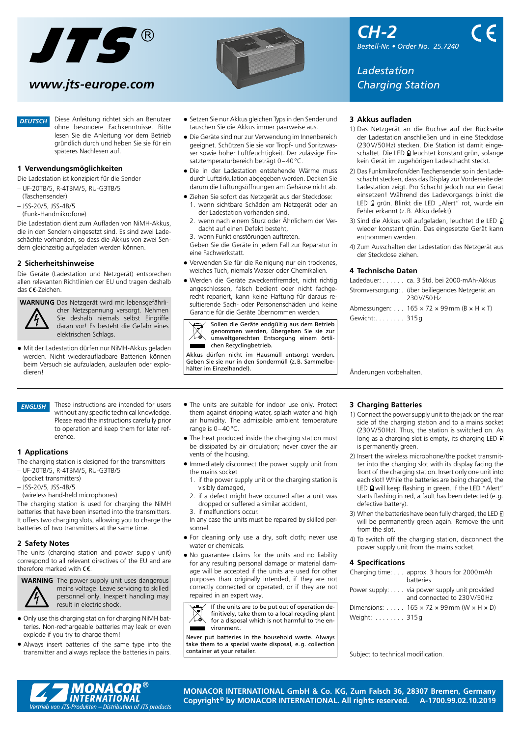# JTS®

www.jts-europe.com

## CH-2

*Bestell-Nr. • Order No. 25.7240*

*Ladestation*
*Charging Station*

**DEUTSCH** Diese Anleitung richtet sich an Benutzer ohne besondere Fachkenntnisse. Bitte lesen Sie die Anleitung vor dem Betrieb gründlich durch und heben Sie sie für ein späteres Nachlesen auf.

### 1 Verwendungsmöglichkeiten

Die Ladestation ist konzipiert für die Sender

– UF-20TB/5, R-4TBM/5, RU-G3TB/5 (Taschensender)

– JSS-20/5, JSS-4B/5 (Funk-Handmikrofone)

Die Ladestation dient zum Aufladen von NiMH-Akkus, die in den Sendern eingesetzt sind. Es sind zwei Ladeschächte vorhanden, so dass die Akkus von zwei Sendern gleichzeitig aufgeladen werden können.

### 2 Sicherheitshinweise

Die Geräte (Ladestation und Netzgerät) entsprechen allen relevanten Richtlinien der EU und tragen deshalb das CE-Zeichen.

**WARNUNG** Das Netzgerät wird mit lebensgefährlicher Netzspannung versorgt. Nehmen Sie deshalb niemals selbst Eingriffe daran vor! Es besteht die Gefahr eines elektrischen Schlags.

- Mit der Ladestation dürfen nur NiMH-Akkus geladen werden. Nicht wiederaufladbare Batterien können beim Versuch sie aufzuladen, auslaufen oder explodieren!
- Setzen Sie nur Akkus gleichen Typs in den Sender und tauschen Sie die Akkus immer paarweise aus.
- Die Geräte sind nur zur Verwendung im Innenbereich geeignet. Schützen Sie sie vor Tropf- und Spritzwasser sowie hoher Luftfeuchtigkeit. Der zulässige Einsatztemperaturbereich beträgt 0–40 °C.
- Die in der Ladestation entstehende Wärme muss durch Luftzirkulation abgegeben werden. Decken Sie darum die Lüftungsöffnungen am Gehäuse nicht ab.
- Ziehen Sie sofort das Netzgerät aus der Steckdose:
  1. wenn sichtbare Schäden am Netzgerät oder an der Ladestation vorhanden sind,
  2. wenn nach einem Sturz oder Ähnlichem der Verdacht auf einen Defekt besteht,
  3. wenn Funktionsstörungen auftreten.

  Geben Sie die Geräte in jedem Fall zur Reparatur in eine Fachwerkstatt.
- Verwenden Sie für die Reinigung nur ein trockenes, weiches Tuch, niemals Wasser oder Chemikalien.
- Werden die Geräte zweckentfremdet, nicht richtig angeschlossen, falsch bedient oder nicht fachgerecht repariert, kann keine Haftung für daraus resultierende Sach- oder Personenschäden und keine Garantie für die Geräte übernommen werden.

Sollen die Geräte endgültig aus dem Betrieb genommen werden, übergeben Sie sie zur umweltgerechten Entsorgung einem örtlichen Recyclingbetrieb.

**Akkus dürfen nicht im Hausmüll entsorgt werden. Geben Sie sie nur in den Sondermüll (z. B. Sammelbehälter im Einzelhandel).**

### 3 Akkus aufladen

1) Das Netzgerät an die Buchse auf der Rückseite der Ladestation anschließen und in eine Steckdose (230 V/50 Hz) stecken. Die Station ist damit eingeschaltet. Die LED leuchtet konstant grün, solange kein Gerät im zugehörigen Ladeschacht steckt.
2) Das Funkmikrofon/den Taschensender so in den Ladeschacht stecken, dass das Display zur Vorderseite der Ladestation zeigt. Pro Schacht jedoch nur ein Gerät einsetzen! Während des Ladevorgangs blinkt die LED grün. Blinkt die LED „Alert" rot, wurde ein Fehler erkannt (z. B. Akku defekt).
3) Sind die Akkus voll aufgeladen, leuchtet die LED wieder konstant grün. Das eingesetzte Gerät kann entnommen werden.
4) Zum Ausschalten der Ladestation das Netzgerät aus der Steckdose ziehen.

### 4 Technische Daten

| | |
|---|---|
| Ladedauer: | ca. 3 Std. bei 2000-mAh-Akkus |
| Stromversorgung: | über beiliegendes Netzgerät an 230 V/50 Hz |
| Abmessungen: | 165 × 72 × 99 mm (B × H × T) |
| Gewicht: | 315 g |

Änderungen vorbehalten.

---

**ENGLISH** These instructions are intended for users without any specific technical knowledge. Please read the instructions carefully prior to operation and keep them for later reference.

### 1 Applications

The charging station is designed for the transmitters

– UF-20TB/5, R-4TBM/5, RU-G3TB/5 (pocket transmitters)

– JSS-20/5, JSS-4B/5 (wireless hand-held microphones)

The charging station is used for charging the NiMH batteries that have been inserted into the transmitters. It offers two charging slots, allowing you to charge the batteries of two transmitters at the same time.

### 2 Safety Notes

The units (charging station and power supply unit) correspond to all relevant directives of the EU and are therefore marked with CE.

**WARNING** The power supply unit uses dangerous mains voltage. Leave servicing to skilled personnel only. Inexpert handling may result in electric shock.

- Only use this charging station for charging NiMH batteries. Non-rechargeable batteries may leak or even explode if you try to charge them!
- Always insert batteries of the same type into the transmitter and always replace the batteries in pairs.
- The units are suitable for indoor use only. Protect them against dripping water, splash water and high air humidity. The admissible ambient temperature range is 0–40 °C.
- The heat produced inside the charging station must be dissipated by air circulation; never cover the air vents of the housing.
- Immediately disconnect the power supply unit from the mains socket
  1. if the power supply unit or the charging station is visibly damaged,
  2. if a defect might have occurred after a unit was dropped or suffered a similar accident,
  3. if malfunctions occur.

  In any case the units must be repaired by skilled personnel.
- For cleaning only use a dry, soft cloth; never use water or chemicals.
- No guarantee claims for the units and no liability for any resulting personal damage or material damage will be accepted if the units are used for other purposes than originally intended, if they are not correctly connected or operated, or if they are not repaired in an expert way.

If the units are to be put out of operation definitively, take them to a local recycling plant for a disposal which is not harmful to the environment.

**Never put batteries in the household waste. Always take them to a special waste disposal, e. g. collection container at your retailer.**

### 3 Charging Batteries

1) Connect the power supply unit to the jack on the rear side of the charging station and to a mains socket (230 V/50 Hz). Thus, the station is switched on. As long as a charging slot is empty, its charging LED is permanently green.
2) Insert the wireless microphone/the pocket transmitter into the charging slot with its display facing the front of the charging station. Insert only one unit into each slot! While the batteries are being charged, the LED will keep flashing in green. If the LED "Alert" starts flashing in red, a fault has been detected (e. g. defective battery).
3) When the batteries have been fully charged, the LED will be permanently green again. Remove the unit from the slot.
4) To switch off the charging station, disconnect the power supply unit from the mains socket.

### 4 Specifications

| | |
|---|---|
| Charging time: | approx. 3 hours for 2000 mAh batteries |
| Power supply: | via power supply unit provided and connected to 230 V/50 Hz |
| Dimensions: | 165 × 72 × 99 mm (W × H × D) |
| Weight: | 315 g |

Subject to technical modification.

---

MONACOR® INTERNATIONAL
*Vertrieb von JTS-Produkten – Distribution of JTS products*

**MONACOR INTERNATIONAL GmbH & Co. KG, Zum Falsch 36, 28307 Bremen, Germany**
**Copyright© by MONACOR INTERNATIONAL. All rights reserved. A-1700.99.02.10.2019**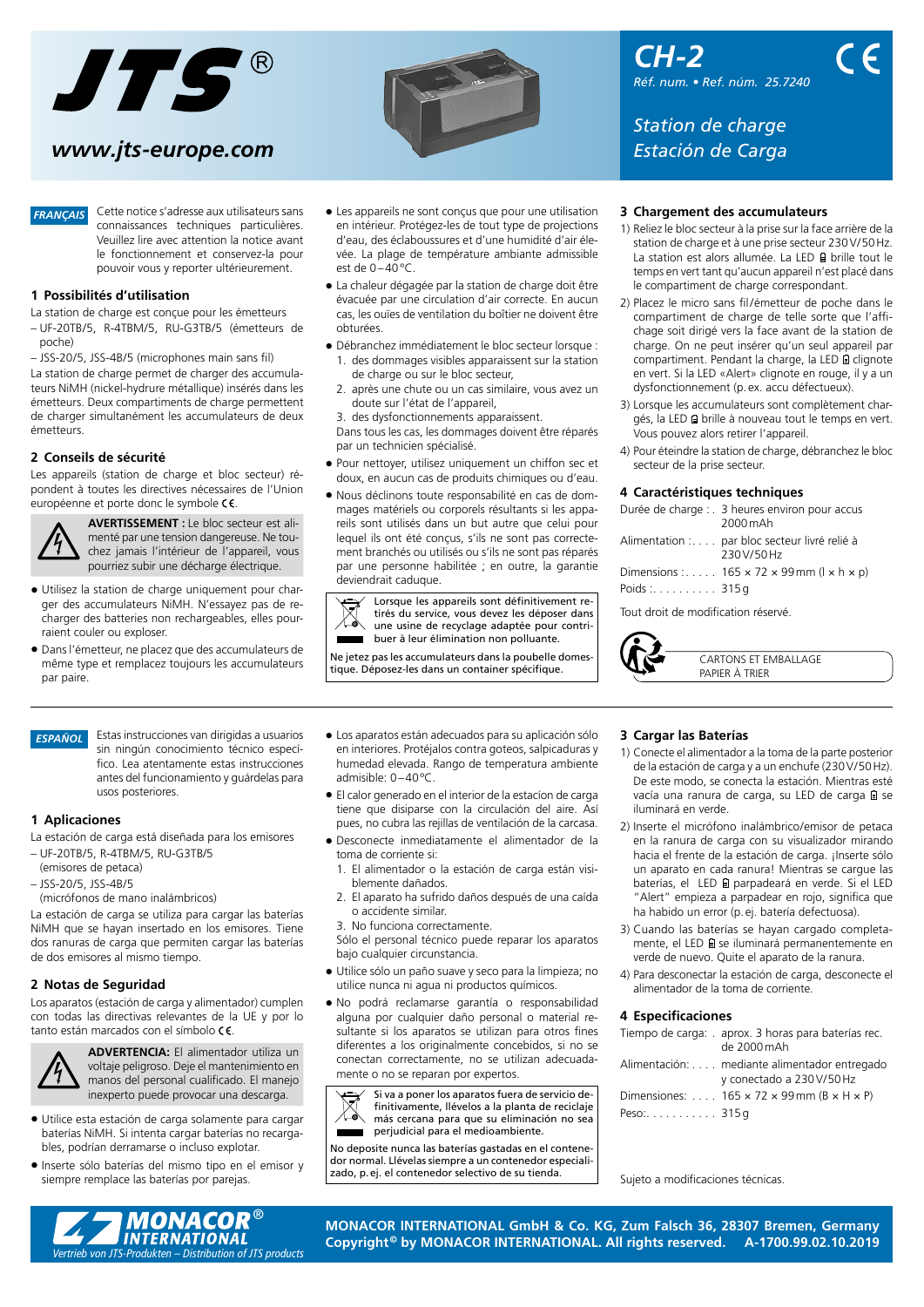JTS®

www.jts-europe.com

# CH-2

Réf. num. • Ref. núm. 25.7240

*Station de charge*
*Estación de Carga*

**FRANÇAIS**

Cette notice s'adresse aux utilisateurs sans connaissances techniques particulières. Veuillez lire avec attention la notice avant le fonctionnement et conservez-la pour pouvoir vous y reporter ultérieurement.

## 1 Possibilités d'utilisation

La station de charge est conçue pour les émetteurs
– UF-20TB/5, R-4TBM/5, RU-G3TB/5 (émetteurs de poche)
– JSS-20/5, JSS-4B/5 (microphones main sans fil)

La station de charge permet de charger des accumulateurs NiMH (nickel-hydrure métallique) insérés dans les émetteurs. Deux compartiments de charge permettent de charger simultanément les accumulateurs de deux émetteurs.

## 2 Conseils de sécurité

Les appareils (station de charge et bloc secteur) répondent à toutes les directives nécessaires de l'Union européenne et porte donc le symbole CE.

**AVERTISSEMENT :** Le bloc secteur est alimenté par une tension dangereuse. Ne touchez jamais l'intérieur de l'appareil, vous pourriez subir une décharge électrique.

- Utilisez la station de charge uniquement pour charger des accumulateurs NiMH. N'essayez pas de recharger des batteries non rechargeables, elles pourraient couler ou exploser.
- Dans l'émetteur, ne placez que des accumulateurs de même type et remplacez toujours les accumulateurs par paire.
- Les appareils ne sont conçus que pour une utilisation en intérieur. Protégez-les de tout type de projections d'eau, des éclaboussures et d'une humidité d'air élevée. La plage de température ambiante admissible est de 0–40 °C.
- La chaleur dégagée par la station de charge doit être évacuée par une circulation d'air correcte. En aucun cas, les ouïes de ventilation du boîtier ne doivent être obturées.
- Débranchez immédiatement le bloc secteur lorsque :
  1. des dommages visibles apparaissent sur la station de charge ou sur le bloc secteur,
  2. après une chute ou un cas similaire, vous avez un doute sur l'état de l'appareil,
  3. des dysfonctionnements apparaissent.

  Dans tous les cas, les dommages doivent être réparés par un technicien spécialisé.
- Pour nettoyer, utilisez uniquement un chiffon sec et doux, en aucun cas de produits chimiques ou d'eau.
- Nous déclinons toute responsabilité en cas de dommages matériels ou corporels résultants si les appareils sont utilisés dans un but autre que celui pour lequel ils ont été conçus, s'ils ne sont pas correctement branchés ou utilisés ou s'ils ne sont pas réparés par une personne habilitée ; en outre, la garantie deviendrait caduque.

Lorsque les appareils sont définitivement retirés du service, vous devez les déposer dans une usine de recyclage adaptée pour contribuer à leur élimination non polluante.

Ne jetez pas les accumulateurs dans la poubelle domestique. Déposez-les dans un container spécifique.

## 3 Chargement des accumulateurs

1) Reliez le bloc secteur à la prise sur la face arrière de la station de charge et à une prise secteur 230 V/50 Hz. La station est alors allumée. La LED 🔋 brille tout le temps en vert tant qu'aucun appareil n'est placé dans le compartiment de charge correspondant.
2) Placez le micro sans fil/émetteur de poche dans le compartiment de charge de telle sorte que l'affichage soit dirigé vers la face avant de la station de charge. On ne peut insérer qu'un seul appareil par compartiment. Pendant la charge, la LED 🔋 clignote en vert. Si la LED «Alert» clignote en rouge, il y a un dysfonctionnement (p. ex. accu défectueux).
3) Lorsque les accumulateurs sont complètement chargés, la LED 🔋 brille à nouveau tout le temps en vert. Vous pouvez alors retirer l'appareil.
4) Pour éteindre la station de charge, débranchez le bloc secteur de la prise secteur.

## 4 Caractéristiques techniques

| | |
|---|---|
| Durée de charge : | 3 heures environ pour accus 2000 mAh |
| Alimentation : | par bloc secteur livré relié à 230 V/50 Hz |
| Dimensions : | 165 × 72 × 99 mm (l × h × p) |
| Poids : | 315 g |

Tout droit de modification réservé.

CARTONS ET EMBALLAGE PAPIER À TRIER

**ESPAÑOL**

Estas instrucciones van dirigidas a usuarios sin ningún conocimiento técnico específico. Lea atentamente estas instrucciones antes del funcionamiento y guárdelas para usos posteriores.

## 1 Aplicaciones

La estación de carga está diseñada para los emisores
– UF-20TB/5, R-4TBM/5, RU-G3TB/5 (emisores de petaca)
– JSS-20/5, JSS-4B/5 (micrófonos de mano inalámbricos)

La estación de carga se utiliza para cargar las baterías NiMH que se hayan insertado en los emisores. Tiene dos ranuras de carga que permiten cargar las baterías de dos emisores al mismo tiempo.

## 2 Notas de Seguridad

Los aparatos (estación de carga y alimentador) cumplen con todas las directivas relevantes de la UE y por lo tanto están marcados con el símbolo CE.

**ADVERTENCIA:** El alimentador utiliza un voltaje peligroso. Deje el mantenimiento en manos del personal cualificado. El manejo inexperto puede provocar una descarga.

- Utilice esta estación de carga solamente para cargar baterías NiMH. Si intenta cargar baterías no recargables, podrían derramarse o incluso explotar.
- Inserte sólo baterías del mismo tipo en el emisor y siempre remplace las baterías por parejas.
- Los aparatos están adecuados para su aplicación sólo en interiores. Protéjalos contra goteos, salpicaduras y humedad elevada. Rango de temperatura ambiente admisible: 0–40 °C.
- El calor generado en el interior de la estacion de carga tiene que disiparse con la circulación del aire. Así pues, no cubra las rejillas de ventilación de la carcasa.
- Desconecte inmediatamente el alimentador de la toma de corriente si:
  1. El alimentador o la estación de carga están visiblemente dañados.
  2. El aparato ha sufrido daños después de una caída o accidente similar.
  3. No funciona correctamente.

  Sólo el personal técnico puede reparar los aparatos bajo cualquier circunstancia.
- Utilice sólo un paño suave y seco para la limpieza; no utilice nunca ni agua ni productos químicos.
- No podrá reclamarse garantía o responsabilidad alguna por cualquier daño personal o material resultante si los aparatos se utilizan para otros fines diferentes a los originalmente concebidos, si no se conectan correctamente, no se utilizan adecuadamente o no se reparan por expertos.

Si va a poner los aparatos fuera de servicio definitivamente, llévelos a la planta de reciclaje más cercana para que su eliminación no sea perjudicial para el medioambiente.

No deposite nunca las baterías gastadas en el contenedor normal. Llévelas siempre a un contenedor especializado, p. ej. el contenedor selectivo de su tienda.

## 3 Cargar las Baterías

1) Conecte el alimentador a la toma de la parte posterior de la estación de carga y a un enchufe (230 V/50 Hz). De este modo, se conecta la estación. Mientras esté vacía una ranura de carga, su LED de carga 🔋 se iluminará en verde.
2) Inserte el micrófono inalámbrico/emisor de petaca en la ranura de carga con su visualizador mirando hacia el frente de la estación de carga. ¡Inserte sólo un aparato en cada ranura! Mientras se cargue las baterías, el LED 🔋 parpadeará en verde. Si el LED "Alert" empieza a parpadear en rojo, significa que ha habido un error (p. ej. batería defectuosa).
3) Cuando las baterías se hayan cargado completamente, el LED 🔋 se iluminará permanentemente en verde de nuevo. Quite el aparato de la ranura.
4) Para desconectar la estación de carga, desconecte el alimentador de la toma de corriente.

## 4 Especificaciones

| | |
|---|---|
| Tiempo de carga: | aprox. 3 horas para baterías rec. de 2000 mAh |
| Alimentación: | mediante alimentador entregado y conectado a 230 V/50 Hz |
| Dimensiones: | 165 × 72 × 99 mm (B × H × P) |
| Peso: | 315 g |

Sujeto a modificaciones técnicas.

MONACOR® INTERNATIONAL
*Vertrieb von JTS-Produkten – Distribution of JTS products*

**MONACOR INTERNATIONAL GmbH & Co. KG, Zum Falsch 36, 28307 Bremen, Germany**
**Copyright© by MONACOR INTERNATIONAL. All rights reserved. A-1700.99.02.10.2019**